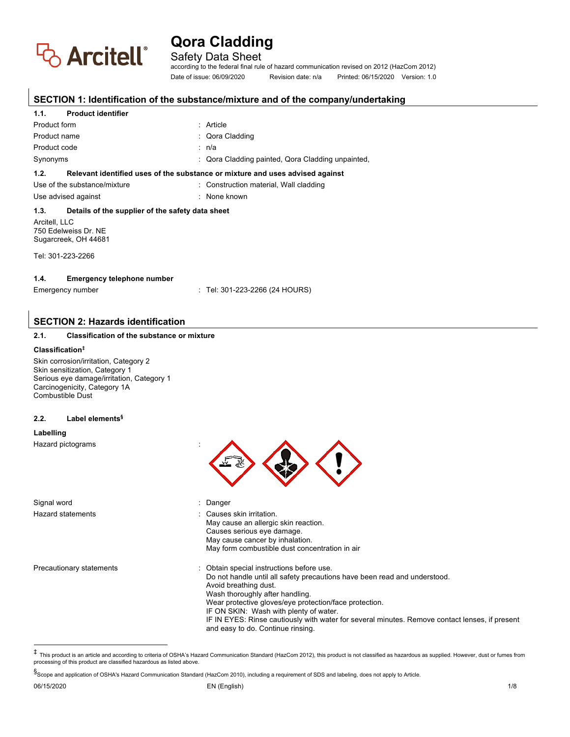# Qora Cladding

Safety Data Sheet

according to the federal final rule of hazard communication revised on 2012 (HazCom 2012)

Date of issue: 06/09/2020 Revision date: n/a Printed: 06/15/2020 Version: 1.0

## SECTION 1: Identification of the substance/mixture and of the company/undertaking

### 1.1. Product identifier

| | |
|---|---|
| Product form | : Article |
| Product name | : Qora Cladding |
| Product code | : n/a |
| Synonyms | : Qora Cladding painted, Qora Cladding unpainted, |

### 1.2. Relevant identified uses of the substance or mixture and uses advised against

| | |
|---|---|
| Use of the substance/mixture | : Construction material, Wall cladding |
| Use advised against | : None known |

### 1.3. Details of the supplier of the safety data sheet

Arcitell, LLC
750 Edelweiss Dr. NE
Sugarcreek, OH 44681

Tel: 301-223-2266

### 1.4. Emergency telephone number

| | |
|---|---|
| Emergency number | : Tel: 301-223-2266 (24 HOURS) |

## SECTION 2: Hazards identification

### 2.1. Classification of the substance or mixture

**Classification**[‡]

Skin corrosion/irritation, Category 2
Skin sensitization, Category 1
Serious eye damage/irritation, Category 1
Carcinogenicity, Category 1A
Combustible Dust

### 2.2. Label elements[§]

**Labelling**

Hazard pictograms :

Signal word : Danger

Hazard statements :
Causes skin irritation.
May cause an allergic skin reaction.
Causes serious eye damage.
May cause cancer by inhalation.
May form combustible dust concentration in air

Precautionary statements :
Obtain special instructions before use.
Do not handle until all safety precautions have been read and understood.
Avoid breathing dust.
Wash thoroughly after handling.
Wear protective gloves/eye protection/face protection.
IF ON SKIN: Wash with plenty of water.
IF IN EYES: Rinse cautiously with water for several minutes. Remove contact lenses, if present and easy to do. Continue rinsing.

---

‡ This product is an article and according to criteria of OSHA's Hazard Communication Standard (HazCom 2012), this product is not classified as hazardous as supplied. However, dust or fumes from processing of this product are classified hazardous as listed above.

§ Scope and application of OSHA's Hazard Communication Standard (HazCom 2010), including a requirement of SDS and labeling, does not apply to Article.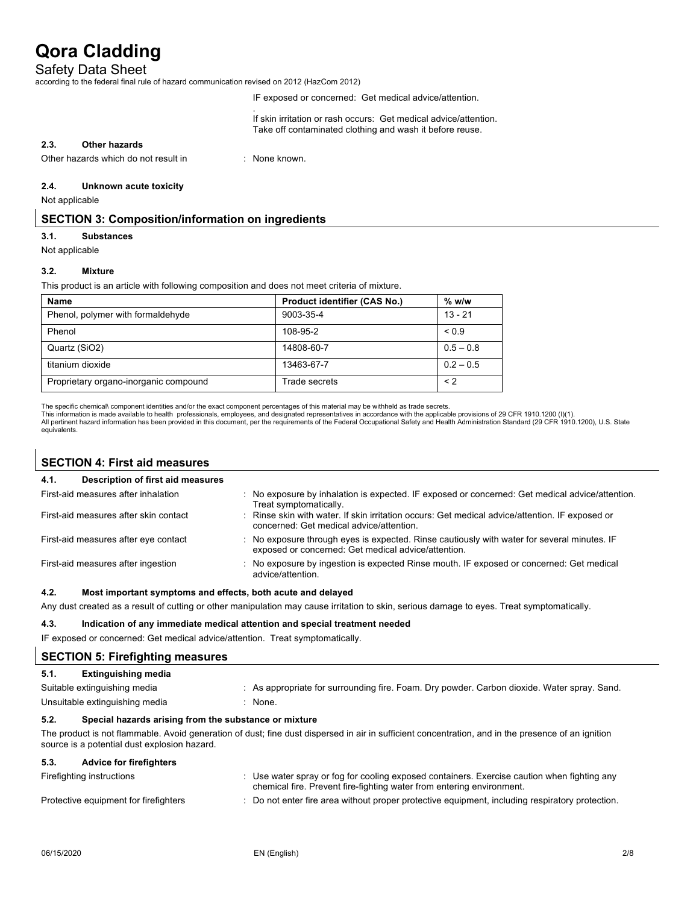IF exposed or concerned: Get medical advice/attention.

.
If skin irritation or rash occurs: Get medical advice/attention.
Take off contaminated clothing and wash it before reuse.

### 2.3. Other hazards

Other hazards which do not result in : None known.

### 2.4. Unknown acute toxicity

Not applicable

## SECTION 3: Composition/information on ingredients

### 3.1. Substances

Not applicable

### 3.2. Mixture

This product is an article with following composition and does not meet criteria of mixture.

| Name | Product identifier (CAS No.) | % w/w |
|---|---|---|
| Phenol, polymer with formaldehyde | 9003-35-4 | 13 - 21 |
| Phenol | 108-95-2 | < 0.9 |
| Quartz ($SiO_2$) | 14808-60-7 | 0.5 – 0.8 |
| titanium dioxide | 13463-67-7 | 0.2 – 0.5 |
| Proprietary organo-inorganic compound | Trade secrets | < 2 |

The specific chemical\ component identities and/or the exact component percentages of this material may be withheld as trade secrets.
This information is made available to health professionals, employees, and designated representatives in accordance with the applicable provisions of 29 CFR 1910.1200 (I)(1).
All pertinent hazard information has been provided in this document, per the requirements of the Federal Occupational Safety and Health Administration Standard (29 CFR 1910.1200), U.S. State equivalents.

## SECTION 4: First aid measures

### 4.1. Description of first aid measures

First-aid measures after inhalation : No exposure by inhalation is expected. IF exposed or concerned: Get medical advice/attention. Treat symptomatically.

First-aid measures after skin contact : Rinse skin with water. If skin irritation occurs: Get medical advice/attention. IF exposed or concerned: Get medical advice/attention.

First-aid measures after eye contact : No exposure through eyes is expected. Rinse cautiously with water for several minutes. IF exposed or concerned: Get medical advice/attention.

First-aid measures after ingestion : No exposure by ingestion is expected Rinse mouth. IF exposed or concerned: Get medical advice/attention.

### 4.2. Most important symptoms and effects, both acute and delayed

Any dust created as a result of cutting or other manipulation may cause irritation to skin, serious damage to eyes. Treat symptomatically.

### 4.3. Indication of any immediate medical attention and special treatment needed

IF exposed or concerned: Get medical advice/attention. Treat symptomatically.

## SECTION 5: Firefighting measures

### 5.1. Extinguishing media

Suitable extinguishing media : As appropriate for surrounding fire. Foam. Dry powder. Carbon dioxide. Water spray. Sand.

Unsuitable extinguishing media : None.

### 5.2. Special hazards arising from the substance or mixture

The product is not flammable. Avoid generation of dust; fine dust dispersed in air in sufficient concentration, and in the presence of an ignition source is a potential dust explosion hazard.

### 5.3. Advice for firefighters

Firefighting instructions : Use water spray or fog for cooling exposed containers. Exercise caution when fighting any chemical fire. Prevent fire-fighting water from entering environment.

Protective equipment for firefighters : Do not enter fire area without proper protective equipment, including respiratory protection.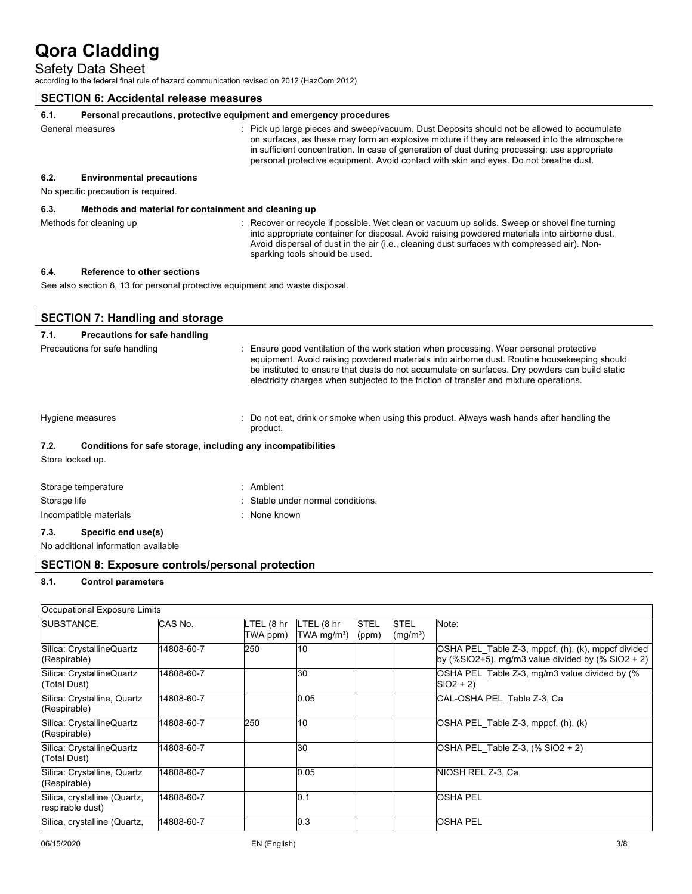# Qora Cladding

Safety Data Sheet

according to the federal final rule of hazard communication revised on 2012 (HazCom 2012)

## SECTION 6: Accidental release measures

### 6.1. Personal precautions, protective equipment and emergency procedures

General measures : Pick up large pieces and sweep/vacuum. Dust Deposits should not be allowed to accumulate on surfaces, as these may form an explosive mixture if they are released into the atmosphere in sufficient concentration. In case of generation of dust during processing: use appropriate personal protective equipment. Avoid contact with skin and eyes. Do not breathe dust.

### 6.2. Environmental precautions

No specific precaution is required.

### 6.3. Methods and material for containment and cleaning up

Methods for cleaning up : Recover or recycle if possible. Wet clean or vacuum up solids. Sweep or shovel fine turning into appropriate container for disposal. Avoid raising powdered materials into airborne dust. Avoid dispersal of dust in the air (i.e., cleaning dust surfaces with compressed air). Non-sparking tools should be used.

### 6.4. Reference to other sections

See also section 8, 13 for personal protective equipment and waste disposal.

## SECTION 7: Handling and storage

### 7.1. Precautions for safe handling

Precautions for safe handling : Ensure good ventilation of the work station when processing. Wear personal protective equipment. Avoid raising powdered materials into airborne dust. Routine housekeeping should be instituted to ensure that dusts do not accumulate on surfaces. Dry powders can build static electricity charges when subjected to the friction of transfer and mixture operations.

Hygiene measures : Do not eat, drink or smoke when using this product. Always wash hands after handling the product.

### 7.2. Conditions for safe storage, including any incompatibilities

Store locked up.

Storage temperature : Ambient

Storage life : Stable under normal conditions.

Incompatible materials : None known

### 7.3. Specific end use(s)

No additional information available

## SECTION 8: Exposure controls/personal protection

### 8.1. Control parameters

| Occupational Exposure Limits | | | | | | |
|---|---|---|---|---|---|---|
| SUBSTANCE. | CAS No. | LTEL (8 hr TWA ppm) | LTEL (8 hr TWA mg/m³) | STEL (ppm) | STEL (mg/m³) | Note: |
| Silica: CrystallineQuartz (Respirable) | 14808-60-7 | 250 | 10 | | | OSHA PEL_Table Z-3, mppcf, (h), (k), mppcf divided by (%SiO2+5), mg/m3 value divided by (% SiO2 + 2) |
| Silica: CrystallineQuartz (Total Dust) | 14808-60-7 | | 30 | | | OSHA PEL_Table Z-3, mg/m3 value divided by (% SiO2 + 2) |
| Silica: Crystalline, Quartz (Respirable) | 14808-60-7 | | 0.05 | | | CAL-OSHA PEL_Table Z-3, Ca |
| Silica: CrystallineQuartz (Respirable) | 14808-60-7 | 250 | 10 | | | OSHA PEL_Table Z-3, mppcf, (h), (k) |
| Silica: CrystallineQuartz (Total Dust) | 14808-60-7 | | 30 | | | OSHA PEL_Table Z-3, (% SiO2 + 2) |
| Silica: Crystalline, Quartz (Respirable) | 14808-60-7 | | 0.05 | | | NIOSH REL Z-3, Ca |
| Silica, crystalline (Quartz, respirable dust) | 14808-60-7 | | 0.1 | | | OSHA PEL |
| Silica, crystalline (Quartz, | 14808-60-7 | | 0.3 | | | OSHA PEL |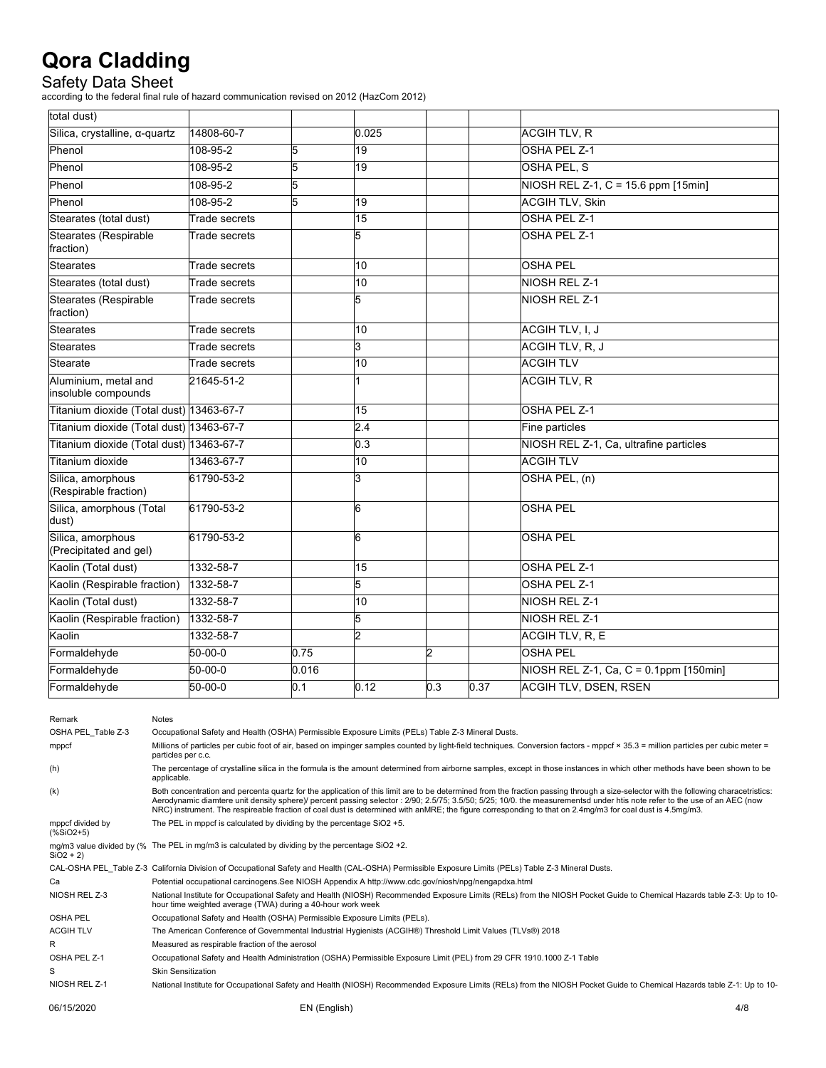| | | | | | | |
|---|---|---|---|---|---|---|
| total dust) | | | | | | |
| Silica, crystalline, α-quartz | 14808-60-7 | | 0.025 | | | ACGIH TLV, R |
| Phenol | 108-95-2 | 5 | 19 | | | OSHA PEL Z-1 |
| Phenol | 108-95-2 | 5 | 19 | | | OSHA PEL, S |
| Phenol | 108-95-2 | 5 | | | | NIOSH REL Z-1, C = 15.6 ppm [15min] |
| Phenol | 108-95-2 | 5 | 19 | | | ACGIH TLV, Skin |
| Stearates (total dust) | Trade secrets | | 15 | | | OSHA PEL Z-1 |
| Stearates (Respirable fraction) | Trade secrets | | 5 | | | OSHA PEL Z-1 |
| Stearates | Trade secrets | | 10 | | | OSHA PEL |
| Stearates (total dust) | Trade secrets | | 10 | | | NIOSH REL Z-1 |
| Stearates (Respirable fraction) | Trade secrets | | 5 | | | NIOSH REL Z-1 |
| Stearates | Trade secrets | | 10 | | | ACGIH TLV, I, J |
| Stearates | Trade secrets | | 3 | | | ACGIH TLV, R, J |
| Stearate | Trade secrets | | 10 | | | ACGIH TLV |
| Aluminium, metal and insoluble compounds | 21645-51-2 | | 1 | | | ACGIH TLV, R |
| Titanium dioxide (Total dust) | 13463-67-7 | | 15 | | | OSHA PEL Z-1 |
| Titanium dioxide (Total dust) | 13463-67-7 | | 2.4 | | | Fine particles |
| Titanium dioxide (Total dust) | 13463-67-7 | | 0.3 | | | NIOSH REL Z-1, Ca, ultrafine particles |
| Titanium dioxide | 13463-67-7 | | 10 | | | ACGIH TLV |
| Silica, amorphous (Respirable fraction) | 61790-53-2 | | 3 | | | OSHA PEL, (n) |
| Silica, amorphous (Total dust) | 61790-53-2 | | 6 | | | OSHA PEL |
| Silica, amorphous (Precipitated and gel) | 61790-53-2 | | 6 | | | OSHA PEL |
| Kaolin (Total dust) | 1332-58-7 | | 15 | | | OSHA PEL Z-1 |
| Kaolin (Respirable fraction) | 1332-58-7 | | 5 | | | OSHA PEL Z-1 |
| Kaolin (Total dust) | 1332-58-7 | | 10 | | | NIOSH REL Z-1 |
| Kaolin (Respirable fraction) | 1332-58-7 | | 5 | | | NIOSH REL Z-1 |
| Kaolin | 1332-58-7 | | 2 | | | ACGIH TLV, R, E |
| Formaldehyde | 50-00-0 | 0.75 | | 2 | | OSHA PEL |
| Formaldehyde | 50-00-0 | 0.016 | | | | NIOSH REL Z-1, Ca, C = 0.1ppm [150min] |
| Formaldehyde | 50-00-0 | 0.1 | 0.12 | 0.3 | 0.37 | ACGIH TLV, DSEN, RSEN |

| Remark | Notes |
|---|---|
| OSHA PEL_Table Z-3 | Occupational Safety and Health (OSHA) Permissible Exposure Limits (PELs) Table Z-3 Mineral Dusts. |
| mppcf | Millions of particles per cubic foot of air, based on impinger samples counted by light-field techniques. Conversion factors - mppcf × 35.3 = million particles per cubic meter = particles per c.c. |
| (h) | The percentage of crystalline silica in the formula is the amount determined from airborne samples, except in those instances in which other methods have been shown to be applicable. |
| (k) | Both concentration and percenta quartz for the application of this limit are to be determined from the fraction passing through a size-selector with the following charactetristics: Aerodynamic diamtere unit density sphere)/ percent passing selector : 2/90; 2.5/75; 3.5/50; 5/25; 10/0. the measurementsd under htis note refer to the use of an AEC (now NRC) instrument. The respireable fraction of coal dust is determined with anMRE; the figure corresponding to that on 2.4mg/m3 for coal dust is 4.5mg/m3. |
| mppcf divided by (%SiO2+5) | The PEL in mppcf is calculated by dividing by the percentage SiO2 +5. |
| mg/m3 value divided by (% SiO2 + 2) | The PEL in mg/m3 is calculated by dividing by the percentage SiO2 +2. |
| CAL-OSHA PEL_Table Z-3 | California Division of Occupational Safety and Health (CAL-OSHA) Permissible Exposure Limits (PELs) Table Z-3 Mineral Dusts. |
| Ca | Potential occupational carcinogens.See NIOSH Appendix A http://www.cdc.gov/niosh/npg/nengapdxa.html |
| NIOSH REL Z-3 | National Institute for Occupational Safety and Health (NIOSH) Recommended Exposure Limits (RELs) from the NIOSH Pocket Guide to Chemical Hazards table Z-3: Up to 10-hour time weighted average (TWA) during a 40-hour work week |
| OSHA PEL | Occupational Safety and Health (OSHA) Permissible Exposure Limits (PELs). |
| ACGIH TLV | The American Conference of Governmental Industrial Hygienists (ACGIH®) Threshold Limit Values (TLVs®) 2018 |
| R | Measured as respirable fraction of the aerosol |
| OSHA PEL Z-1 | Occupational Safety and Health Administration (OSHA) Permissible Exposure Limit (PEL) from 29 CFR 1910.1000 Z-1 Table |
| S | Skin Sensitization |
| NIOSH REL Z-1 | National Institute for Occupational Safety and Health (NIOSH) Recommended Exposure Limits (RELs) from the NIOSH Pocket Guide to Chemical Hazards table Z-1: Up to 10- |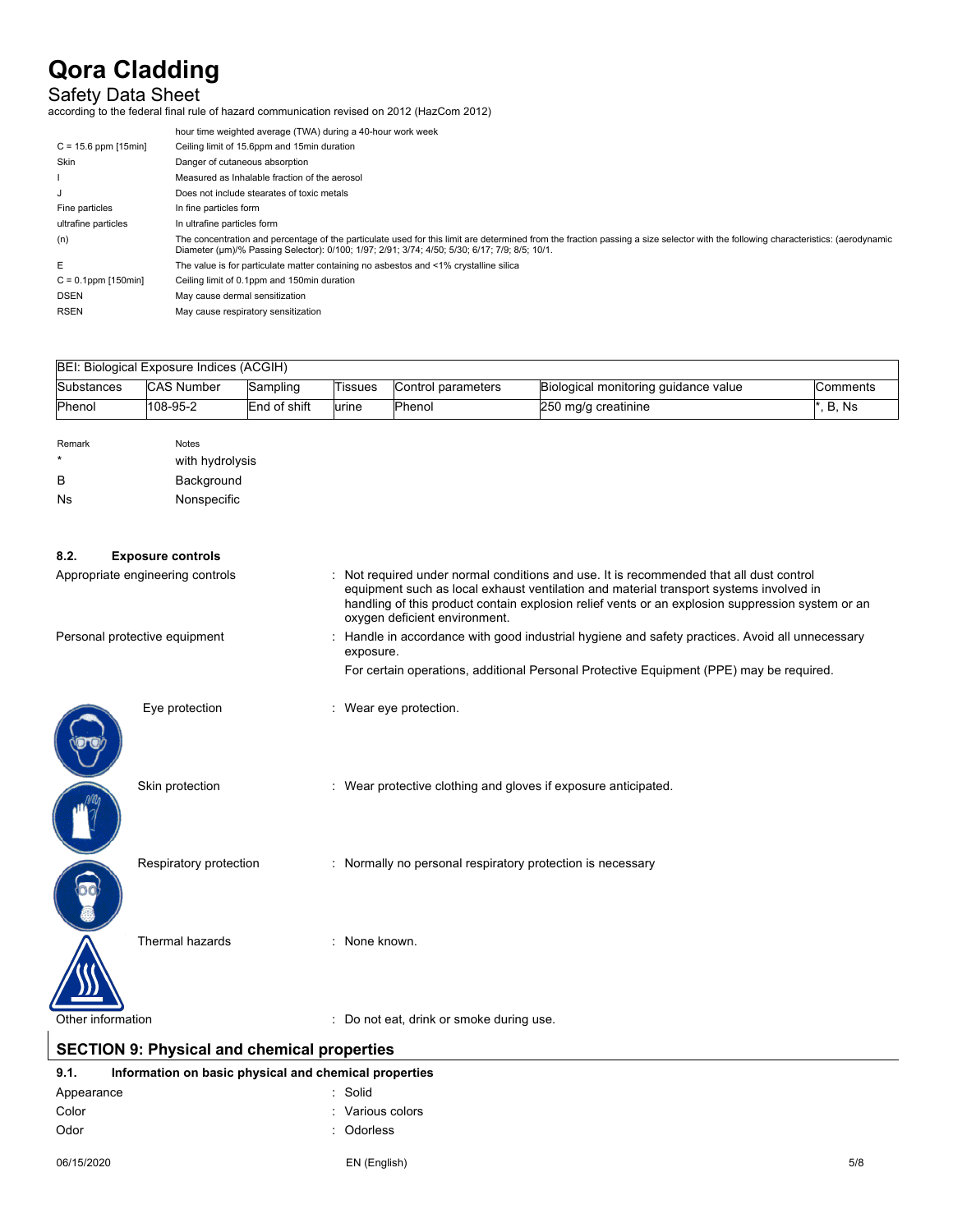| | |
|---|---|
| | hour time weighted average (TWA) during a 40-hour work week |
| C = 15.6 ppm [15min] | Ceiling limit of 15.6ppm and 15min duration |
| Skin | Danger of cutaneous absorption |
| I | Measured as Inhalable fraction of the aerosol |
| J | Does not include stearates of toxic metals |
| Fine particles | In fine particles form |
| ultrafine particles | In ultrafine particles form |
| (n) | The concentration and percentage of the particulate used for this limit are determined from the fraction passing a size selector with the following characteristics: (aerodynamic Diameter (µm)/% Passing Selector): 0/100; 1/97; 2/91; 3/74; 4/50; 5/30; 6/17; 7/9; 8/5; 10/1. |
| E | The value is for particulate matter containing no asbestos and <1% crystalline silica |
| C = 0.1ppm [150min] | Ceiling limit of 0.1ppm and 150min duration |
| DSEN | May cause dermal sensitization |
| RSEN | May cause respiratory sensitization |

BEI: Biological Exposure Indices (ACGIH)

| Substances | CAS Number | Sampling | Tissues | Control parameters | Biological monitoring guidance value | Comments |
|---|---|---|---|---|---|---|
| Phenol | 108-95-2 | End of shift | urine | Phenol | 250 mg/g creatinine | *, B, Ns |

| Remark | Notes |
|---|---|
| * | with hydrolysis |
| B | Background |
| Ns | Nonspecific |

### 8.2. Exposure controls

Appropriate engineering controls : Not required under normal conditions and use. It is recommended that all dust control equipment such as local exhaust ventilation and material transport systems involved in handling of this product contain explosion relief vents or an explosion suppression system or an oxygen deficient environment.

Personal protective equipment : Handle in accordance with good industrial hygiene and safety practices. Avoid all unnecessary exposure.

For certain operations, additional Personal Protective Equipment (PPE) may be required.

Eye protection : Wear eye protection.

Skin protection : Wear protective clothing and gloves if exposure anticipated.

Respiratory protection : Normally no personal respiratory protection is necessary

Thermal hazards : None known.

Other information : Do not eat, drink or smoke during use.

## SECTION 9: Physical and chemical properties

### 9.1. Information on basic physical and chemical properties

Appearance : Solid

Color : Various colors

Odor : Odorless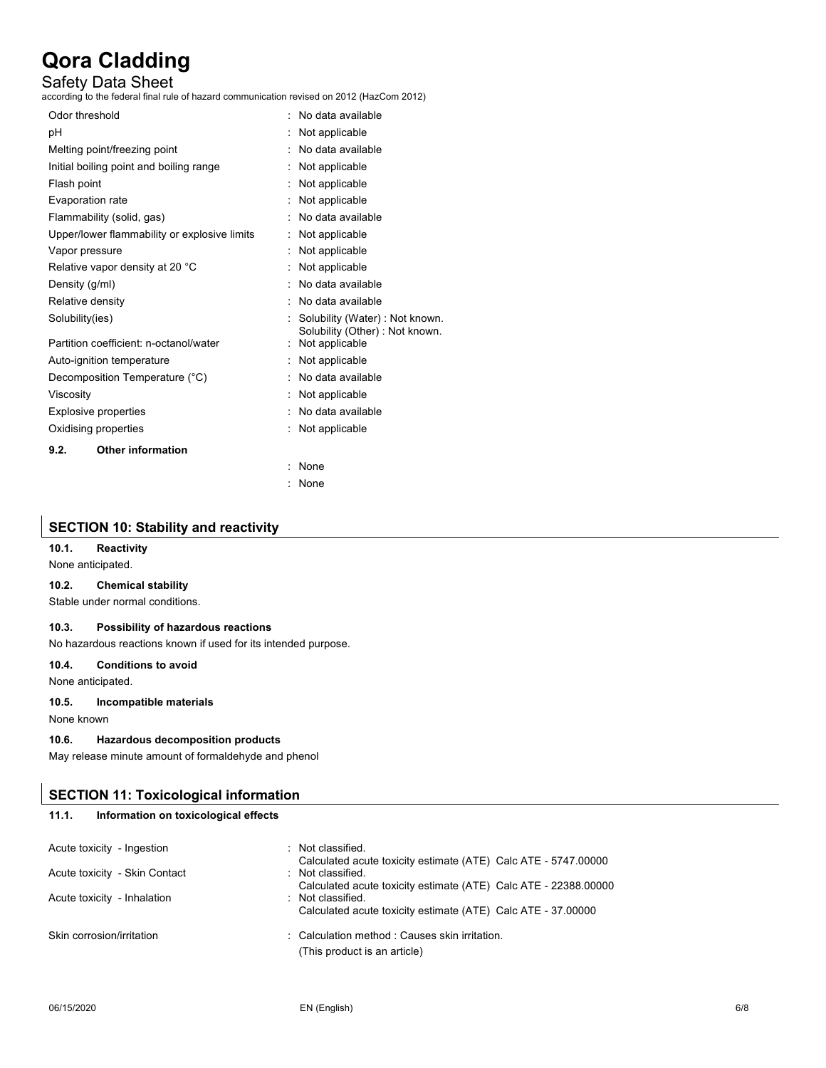| | |
|---|---|
| Odor threshold | : No data available |
| pH | : Not applicable |
| Melting point/freezing point | : No data available |
| Initial boiling point and boiling range | : Not applicable |
| Flash point | : Not applicable |
| Evaporation rate | : Not applicable |
| Flammability (solid, gas) | : No data available |
| Upper/lower flammability or explosive limits | : Not applicable |
| Vapor pressure | : Not applicable |
| Relative vapor density at 20 °C | : Not applicable |
| Density (g/ml) | : No data available |
| Relative density | : No data available |
| Solubility(ies) | : Solubility (Water) : Not known. Solubility (Other) : Not known. |
| Partition coefficient: n-octanol/water | : Not applicable |
| Auto-ignition temperature | : Not applicable |
| Decomposition Temperature (°C) | : No data available |
| Viscosity | : Not applicable |
| Explosive properties | : No data available |
| Oxidising properties | : Not applicable |

**9.2. Other information**

: None

: None

## SECTION 10: Stability and reactivity

**10.1. Reactivity**

None anticipated.

**10.2. Chemical stability**

Stable under normal conditions.

**10.3. Possibility of hazardous reactions**

No hazardous reactions known if used for its intended purpose.

**10.4. Conditions to avoid**

None anticipated.

**10.5. Incompatible materials**

None known

**10.6. Hazardous decomposition products**

May release minute amount of formaldehyde and phenol

## SECTION 11: Toxicological information

**11.1. Information on toxicological effects**

| | |
|---|---|
| Acute toxicity - Ingestion | : Not classified. Calculated acute toxicity estimate (ATE) Calc ATE - 5747.00000 |
| Acute toxicity - Skin Contact | : Not classified. Calculated acute toxicity estimate (ATE) Calc ATE - 22388.00000 |
| Acute toxicity - Inhalation | : Not classified. Calculated acute toxicity estimate (ATE) Calc ATE - 37.00000 |
| Skin corrosion/irritation | : Calculation method : Causes skin irritation. (This product is an article) |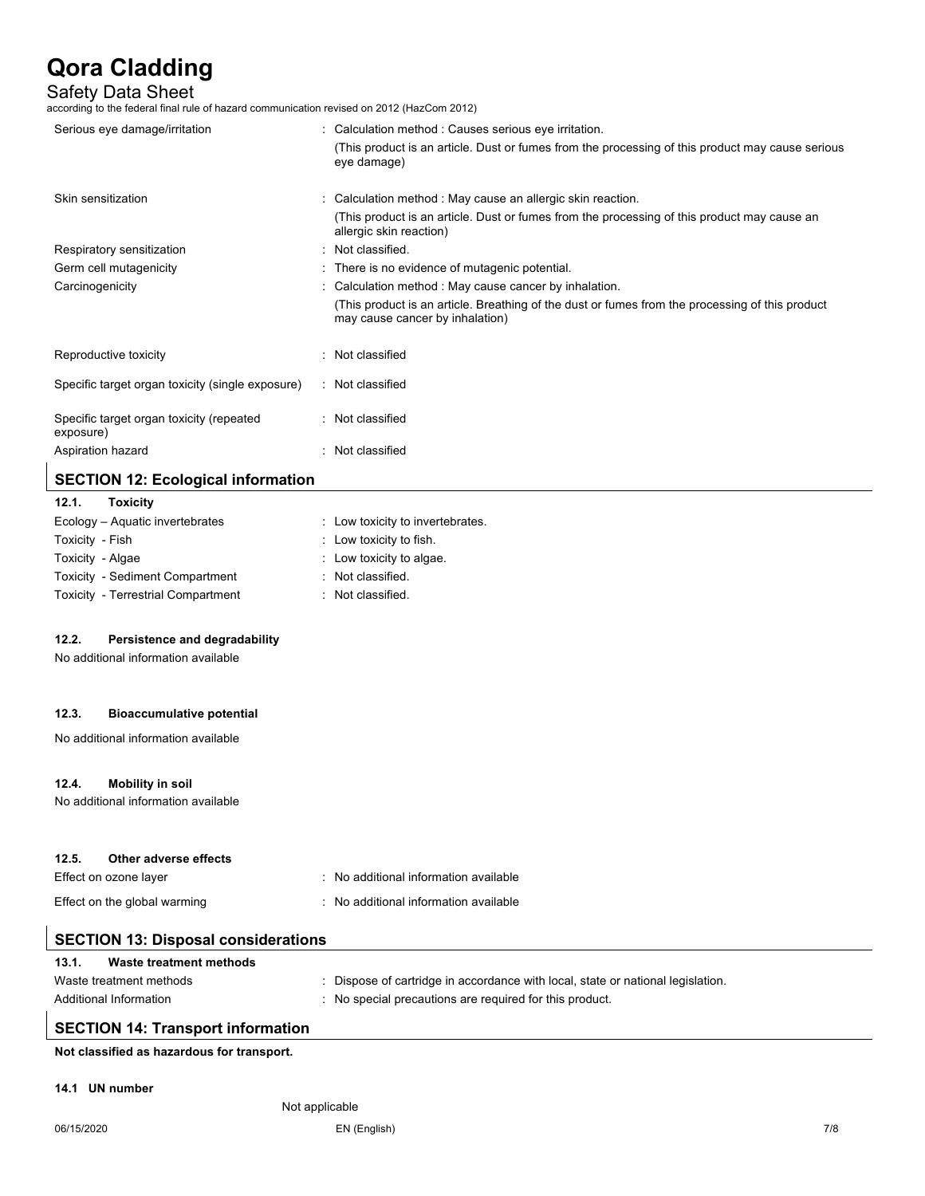Serious eye damage/irritation : Calculation method : Causes serious eye irritation.
(This product is an article. Dust or fumes from the processing of this product may cause serious eye damage)

Skin sensitization : Calculation method : May cause an allergic skin reaction.
(This product is an article. Dust or fumes from the processing of this product may cause an allergic skin reaction)

Respiratory sensitization : Not classified.

Germ cell mutagenicity : There is no evidence of mutagenic potential.

Carcinogenicity : Calculation method : May cause cancer by inhalation.
(This product is an article. Breathing of the dust or fumes from the processing of this product may cause cancer by inhalation)

Reproductive toxicity : Not classified

Specific target organ toxicity (single exposure) : Not classified

Specific target organ toxicity (repeated exposure) : Not classified

Aspiration hazard : Not classified

## SECTION 12: Ecological information

### 12.1. Toxicity

Ecology – Aquatic invertebrates : Low toxicity to invertebrates.

Toxicity - Fish : Low toxicity to fish.

Toxicity - Algae : Low toxicity to algae.

Toxicity - Sediment Compartment : Not classified.

Toxicity - Terrestrial Compartment : Not classified.

### 12.2. Persistence and degradability

No additional information available

### 12.3. Bioaccumulative potential

No additional information available

### 12.4. Mobility in soil

No additional information available

### 12.5. Other adverse effects

Effect on ozone layer : No additional information available

Effect on the global warming : No additional information available

## SECTION 13: Disposal considerations

### 13.1. Waste treatment methods

Waste treatment methods : Dispose of cartridge in accordance with local, state or national legislation.

Additional Information : No special precautions are required for this product.

## SECTION 14: Transport information

**Not classified as hazardous for transport.**

**14.1 UN number**

Not applicable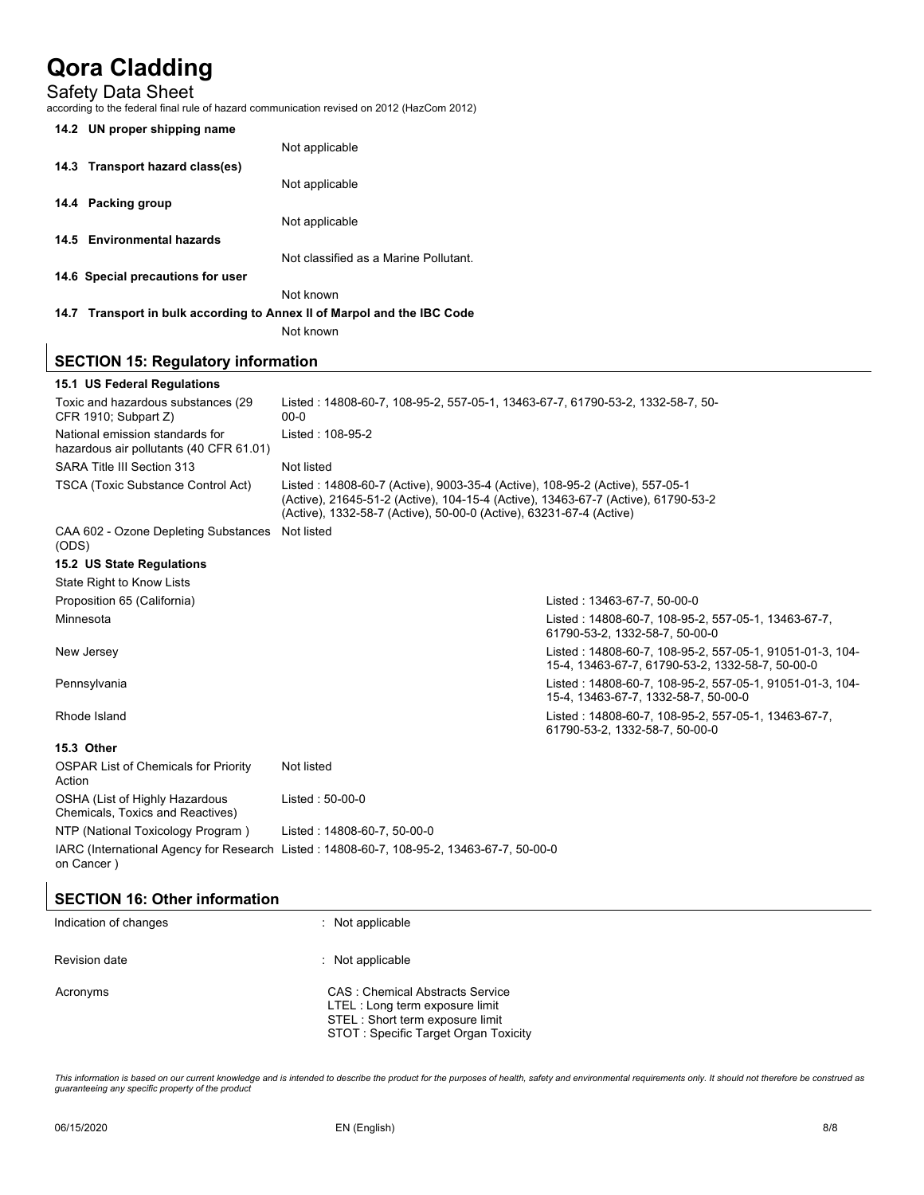**14.2 UN proper shipping name**

Not applicable

**14.3 Transport hazard class(es)**

Not applicable

**14.4 Packing group**

Not applicable

**14.5 Environmental hazards**

Not classified as a Marine Pollutant.

**14.6 Special precautions for user**

Not known

**14.7 Transport in bulk according to Annex II of Marpol and the IBC Code**

Not known

## SECTION 15: Regulatory information

### 15.1 US Federal Regulations

| | |
|---|---|
| Toxic and hazardous substances (29 CFR 1910; Subpart Z) | Listed : 14808-60-7, 108-95-2, 557-05-1, 13463-67-7, 61790-53-2, 1332-58-7, 50-00-0 |
| National emission standards for hazardous air pollutants (40 CFR 61.01) | Listed : 108-95-2 |
| SARA Title III Section 313 | Not listed |
| TSCA (Toxic Substance Control Act) | Listed : 14808-60-7 (Active), 9003-35-4 (Active), 108-95-2 (Active), 557-05-1 (Active), 21645-51-2 (Active), 104-15-4 (Active), 13463-67-7 (Active), 61790-53-2 (Active), 1332-58-7 (Active), 50-00-0 (Active), 63231-67-4 (Active) |
| CAA 602 - Ozone Depleting Substances (ODS) | Not listed |

### 15.2 US State Regulations

State Right to Know Lists

| | |
|---|---|
| Proposition 65 (California) | Listed : 13463-67-7, 50-00-0 |
| Minnesota | Listed : 14808-60-7, 108-95-2, 557-05-1, 13463-67-7, 61790-53-2, 1332-58-7, 50-00-0 |
| New Jersey | Listed : 14808-60-7, 108-95-2, 557-05-1, 91051-01-3, 104-15-4, 13463-67-7, 61790-53-2, 1332-58-7, 50-00-0 |
| Pennsylvania | Listed : 14808-60-7, 108-95-2, 557-05-1, 91051-01-3, 104-15-4, 13463-67-7, 1332-58-7, 50-00-0 |
| Rhode Island | Listed : 14808-60-7, 108-95-2, 557-05-1, 13463-67-7, 61790-53-2, 1332-58-7, 50-00-0 |

### 15.3 Other

| | |
|---|---|
| OSPAR List of Chemicals for Priority Action | Not listed |
| OSHA (List of Highly Hazardous Chemicals, Toxics and Reactives) | Listed : 50-00-0 |
| NTP (National Toxicology Program ) | Listed : 14808-60-7, 50-00-0 |
| IARC (International Agency for Research on Cancer ) | Listed : 14808-60-7, 108-95-2, 13463-67-7, 50-00-0 |

## SECTION 16: Other information

| | |
|---|---|
| Indication of changes | : Not applicable |
| Revision date | : Not applicable |
| Acronyms | CAS : Chemical Abstracts Service<br>LTEL : Long term exposure limit<br>STEL : Short term exposure limit<br>STOT : Specific Target Organ Toxicity |

*This information is based on our current knowledge and is intended to describe the product for the purposes of health, safety and environmental requirements only. It should not therefore be construed as guaranteeing any specific property of the product*